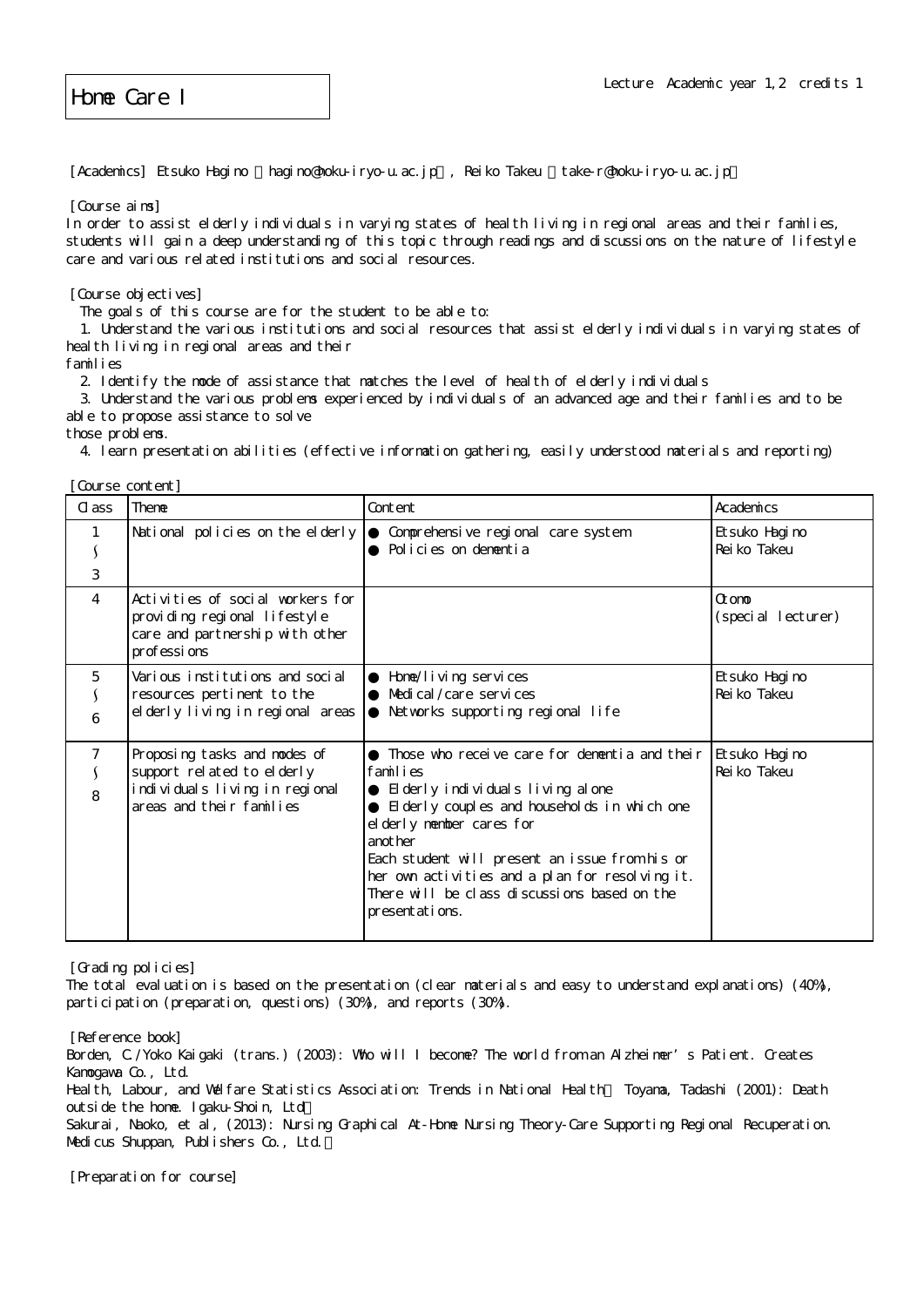# Home Care I

Lecture Academic year 1,2 credits 1

[Academics] Etsuko Hagino （hagino@hoku-iryo-u.ac.jp）, Reiko Takeu （take-r@hoku-iryo-u.ac.jp）

[Course aims]
In order to assist elderly individuals in varying states of health living in regional areas and their families, students will gain a deep understanding of this topic through readings and discussions on the nature of lifestyle care and various related institutions and social resources.

[Course objectives]
The goals of this course are for the student to be able to:
1. Understand the various institutions and social resources that assist elderly individuals in varying states of health living in regional areas and their families
2. Identify the mode of assistance that matches the level of health of elderly individuals
3. Understand the various problems experienced by individuals of an advanced age and their families and to be able to propose assistance to solve those problems.
4. learn presentation abilities (effective information gathering, easily understood materials and reporting)

[Course content]

| Class | Theme | Content | Academics |
|---|---|---|---|
| 1 〜 3 | National policies on the elderly | ● Comprehensive regional care system<br>● Policies on dementia | Etsuko Hagino<br>Reiko Takeu |
| 4 | Activities of social workers for providing regional lifestyle care and partnership with other professions | | Otomo<br>(special lecturer) |
| 5 〜 6 | Various institutions and social resources pertinent to the elderly living in regional areas | ● Home/living services<br>● Medical/care services<br>● Networks supporting regional life | Etsuko Hagino<br>Reiko Takeu |
| 7 〜 8 | Proposing tasks and modes of support related to elderly individuals living in regional areas and their families | ● Those who receive care for dementia and their families<br>● Elderly individuals living alone<br>● Elderly couples and households in which one elderly member cares for another<br>Each student will present an issue from his or her own activities and a plan for resolving it. There will be class discussions based on the presentations. | Etsuko Hagino<br>Reiko Takeu |

[Grading policies]
The total evaluation is based on the presentation (clear materials and easy to understand explanations) (40%), participation (preparation, questions) (30%), and reports (30%).

[Reference book]
Borden, C./Yoko Kaigaki (trans.) (2003): Who will I become? The world from an Alzheimer's Patient. Creates Kamogawa Co., Ltd.
Health, Labour, and Welfare Statistics Association: Trends in National Health（ Toyama, Tadashi (2001): Death outside the home. Igaku-Shoin, Ltd）
Sakurai, Naoko, et al, (2013): Nursing Graphical At-Home Nursing Theory-Care Supporting Regional Recuperation. Medicus Shuppan, Publishers Co., Ltd.）

[Preparation for course]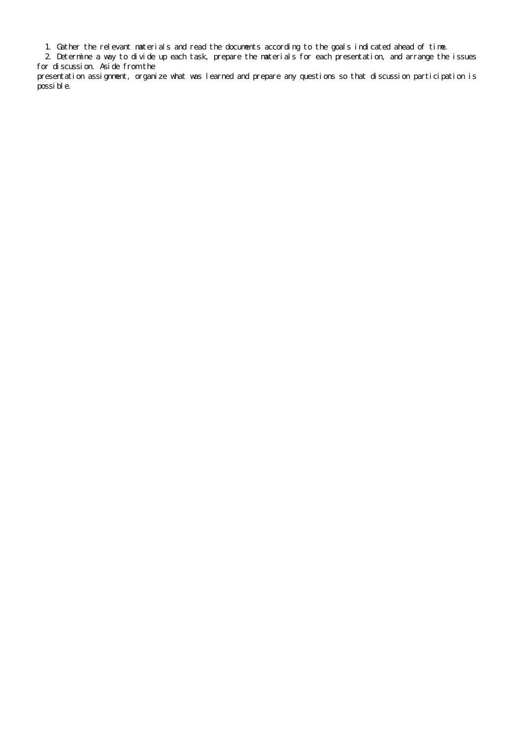1. Gather the relevant materials and read the documents according to the goals indicated ahead of time.
2. Determine a way to divide up each task, prepare the materials for each presentation, and arrange the issues for discussion. Aside from the presentation assignment, organize what was learned and prepare any questions so that discussion participation is possible.